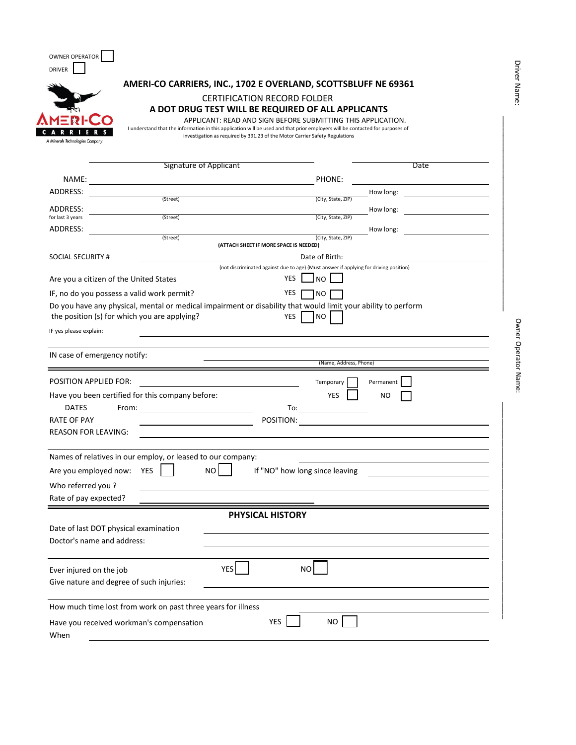OWNER OPERATOR ☐

DRIVER ☐

# AMERI-CO CARRIERS, INC., 1702 E OVERLAND, SCOTTSBLUFF NE 69361

CERTIFICATION RECORD FOLDER

**A DOT DRUG TEST WILL BE REQUIRED OF ALL APPLICANTS**

APPLICANT: READ AND SIGN BEFORE SUBMITTING THIS APPLICATION.

I understand that the information in this application will be used and that prior employers will be contacted for purposes of investigation as required by 391.23 of the Motor Carrier Safety Regulations

Driver Name:

Owner Operator Name:

______________________________ Signature of Applicant ______________________________ Date

NAME: ______________________________ PHONE: ______________________________

ADDRESS: ______________________________ (Street) ______________________________ (City, State, ZIP) How long: ______________

ADDRESS: (for last 3 years) ______________________________ (Street) ______________________________ (City, State, ZIP) How long: ______________

ADDRESS: ______________________________ (Street) ______________________________ (City, State, ZIP) How long: ______________

**(ATTACH SHEET IF MORE SPACE IS NEEDED)**

SOCIAL SECURITY # ______________________________ Date of Birth: ______________________________

(not discriminated against due to age) (Must answer if applying for driving position)

Are you a citizen of the United States YES ☐ NO ☐

IF, no do you possess a valid work permit? YES ☐ NO ☐

Do you have any physical, mental or medical impairment or disability that would limit your ability to perform the position (s) for which you are applying? YES ☐ NO ☐

IF yes please explain: ______________________________

IN case of emergency notify: ______________________________ (Name, Address, Phone)

POSITION APPLIED FOR: ______________________________ Temporary ☐ Permanent ☐

Have you been certified for this company before: YES ☐ NO ☐

DATES From: ______________________________ To: ______________________________

RATE OF PAY ______________________________ POSITION: ______________________________

REASON FOR LEAVING: ______________________________

Names of relatives in our employ, or leased to our company: ______________________________

Are you employed now: YES ☐ NO ☐ If "NO" how long since leaving ______________________________

Who referred you ? ______________________________

Rate of pay expected? ______________________________

## PHYSICAL HISTORY

Date of last DOT physical examination ______________________________

Doctor's name and address: ______________________________

Ever injured on the job YES ☐ NO ☐

Give nature and degree of such injuries: ______________________________

How much time lost from work on past three years for illness ______________________________

Have you received workman's compensation YES ☐ NO ☐

When ______________________________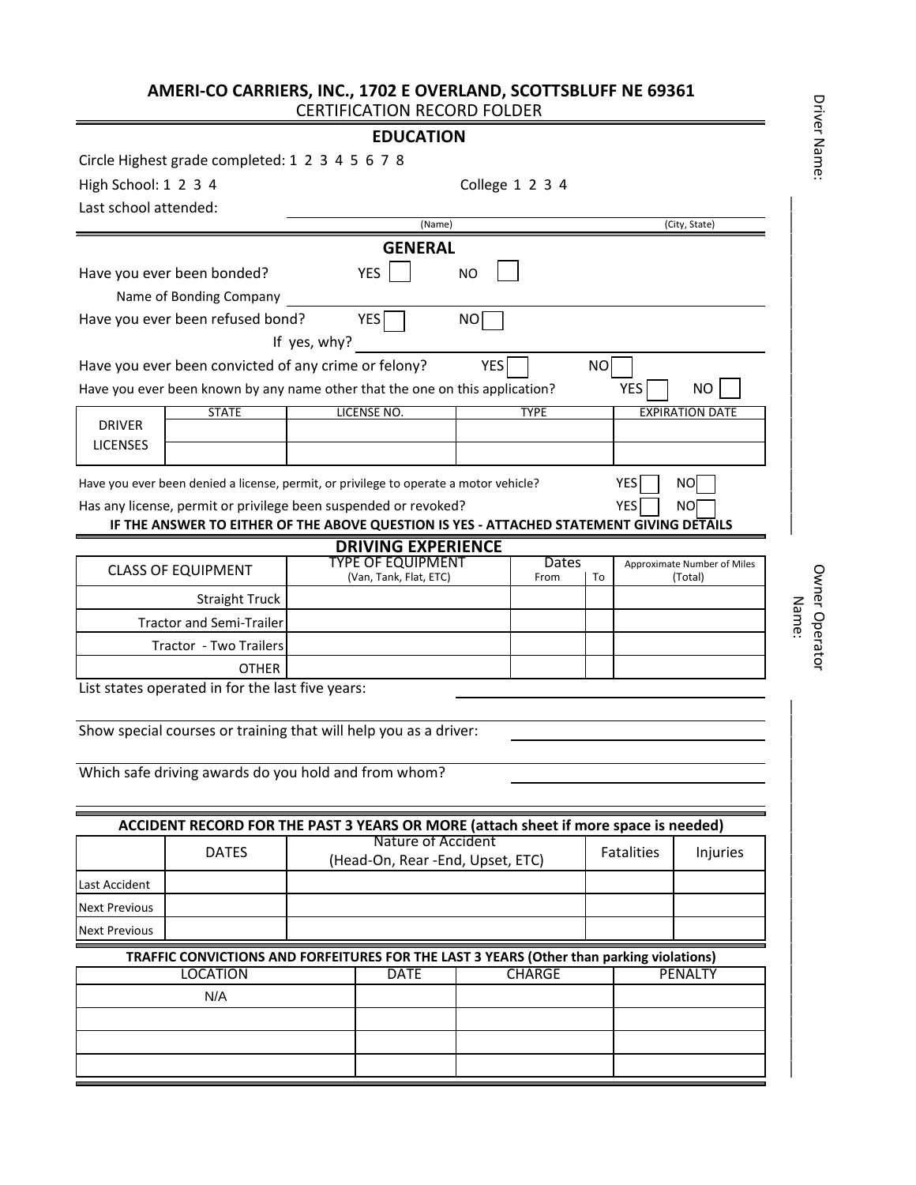**AMERI-CO CARRIERS, INC., 1702 E OVERLAND, SCOTTSBLUFF NE 69361**

CERTIFICATION RECORD FOLDER

Driver Name:

## EDUCATION

Circle Highest grade completed: 1 2 3 4 5 6 7 8

High School: 1 2 3 4 College 1 2 3 4

Last school attended: ______________________ (Name) ______________________ (City, State)

## GENERAL

Have you ever been bonded? YES ☐ NO ☐

Name of Bonding Company ______________________

Have you ever been refused bond? YES ☐ NO ☐

If yes, why? ______________________

Have you ever been convicted of any crime or felony? YES ☐ NO ☐

Have you ever been known by any name other that the one on this application? YES ☐ NO ☐

| | STATE | LICENSE NO. | TYPE | EXPIRATION DATE |
|---|---|---|---|---|
| DRIVER LICENSES | | | | |
| | | | | |

Have you ever been denied a license, permit, or privilege to operate a motor vehicle? YES ☐ NO ☐

Has any license, permit or privilege been suspended or revoked? YES ☐ NO ☐

**IF THE ANSWER TO EITHER OF THE ABOVE QUESTION IS YES - ATTACHED STATEMENT GIVING DETAILS**

## DRIVING EXPERIENCE

Owner Operator Name:

| CLASS OF EQUIPMENT | TYPE OF EQUIPMENT (Van, Tank, Flat, ETC) | Dates From | To | Approximate Number of Miles (Total) |
|---|---|---|---|---|
| Straight Truck | | | | |
| Tractor and Semi-Trailer | | | | |
| Tractor - Two Trailers | | | | |
| OTHER | | | | |

List states operated in for the last five years: ______________________

Show special courses or training that will help you as a driver: ______________________

Which safe driving awards do you hold and from whom? ______________________

**ACCIDENT RECORD FOR THE PAST 3 YEARS OR MORE (attach sheet if more space is needed)**

| | DATES | Nature of Accident (Head-On, Rear -End, Upset, ETC) | Fatalities | Injuries |
|---|---|---|---|---|
| Last Accident | | | | |
| Next Previous | | | | |
| Next Previous | | | | |

**TRAFFIC CONVICTIONS AND FORFEITURES FOR THE LAST 3 YEARS (Other than parking violations)**

| LOCATION | DATE | CHARGE | PENALTY |
|---|---|---|---|
| N/A | | | |
| | | | |
| | | | |
| | | | |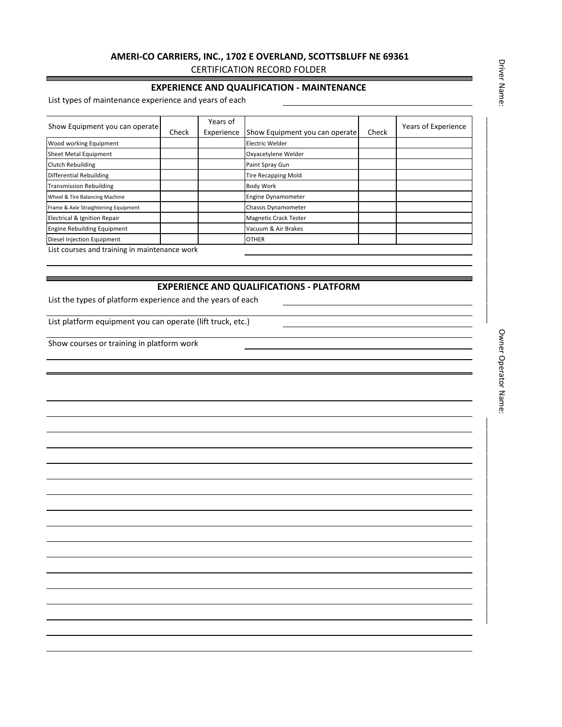**AMERI-CO CARRIERS, INC., 1702 E OVERLAND, SCOTTSBLUFF NE 69361**

CERTIFICATION RECORD FOLDER

Driver Name:

Owner Operator Name:

## EXPERIENCE AND QUALIFICATION - MAINTENANCE

List types of maintenance experience and years of each

| Show Equipment you can operate | Check | Years of Experience | Show Equipment you can operate | Check | Years of Experience |
|---|---|---|---|---|---|
| Wood working Equipment | | | Electric Welder | | |
| Sheet Metal Equipment | | | Oxyacetylene Welder | | |
| Clutch Rebuilding | | | Paint Spray Gun | | |
| Differential Rebuilding | | | Tire Recapping Mold | | |
| Transmission Rebuilding | | | Body Work | | |
| Wheel & Tire Balancing Machine | | | Engine Dynamometer | | |
| Frame & Axle Straightening Equipment | | | Chassis Dynamometer | | |
| Electrical & Ignition Repair | | | Magnetic Crack Tester | | |
| Engine Rebuilding Equipment | | | Vacuum & Air Brakes | | |
| Diesel Injection Equipment | | | OTHER | | |

List courses and training in maintenance work

## EXPERIENCE AND QUALIFICATIONS - PLATFORM

List the types of platform experience and the years of each

List platform equipment you can operate (lift truck, etc.)

Show courses or training in platform work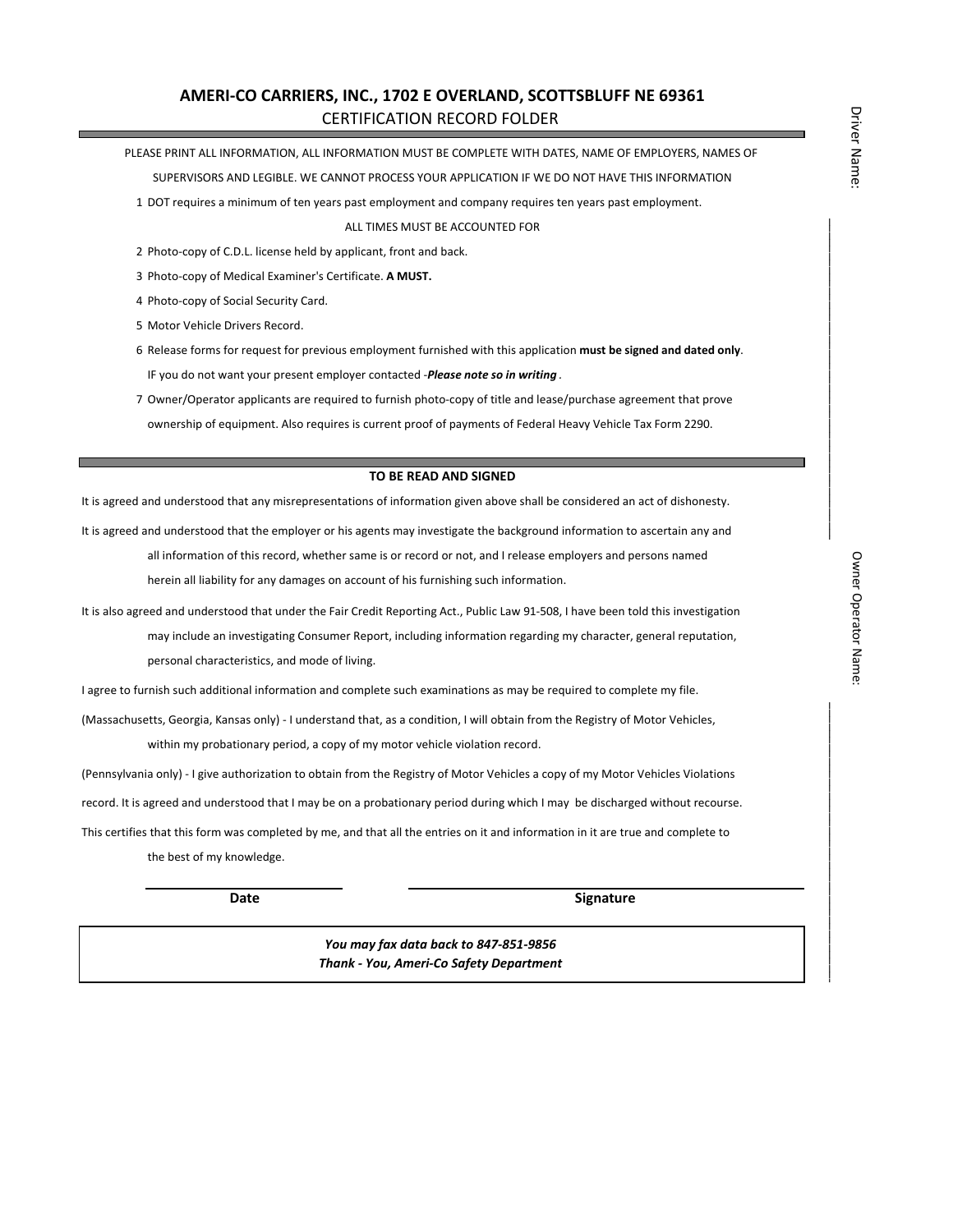## AMERI-CO CARRIERS, INC., 1702 E OVERLAND, SCOTTSBLUFF NE 69361

CERTIFICATION RECORD FOLDER

Driver Name:

Owner Operator Name:

PLEASE PRINT ALL INFORMATION, ALL INFORMATION MUST BE COMPLETE WITH DATES, NAME OF EMPLOYERS, NAMES OF SUPERVISORS AND LEGIBLE. WE CANNOT PROCESS YOUR APPLICATION IF WE DO NOT HAVE THIS INFORMATION

1. DOT requires a minimum of ten years past employment and company requires ten years past employment.

   ALL TIMES MUST BE ACCOUNTED FOR

2. Photo-copy of C.D.L. license held by applicant, front and back.
3. Photo-copy of Medical Examiner's Certificate. **A MUST.**
4. Photo-copy of Social Security Card.
5. Motor Vehicle Drivers Record.
6. Release forms for request for previous employment furnished with this application **must be signed and dated only**. IF you do not want your present employer contacted -***Please note so in writing***.
7. Owner/Operator applicants are required to furnish photo-copy of title and lease/purchase agreement that prove ownership of equipment. Also requires is current proof of payments of Federal Heavy Vehicle Tax Form 2290.

### TO BE READ AND SIGNED

It is agreed and understood that any misrepresentations of information given above shall be considered an act of dishonesty.

It is agreed and understood that the employer or his agents may investigate the background information to ascertain any and all information of this record, whether same is or record or not, and I release employers and persons named herein all liability for any damages on account of his furnishing such information.

It is also agreed and understood that under the Fair Credit Reporting Act., Public Law 91-508, I have been told this investigation may include an investigating Consumer Report, including information regarding my character, general reputation, personal characteristics, and mode of living.

I agree to furnish such additional information and complete such examinations as may be required to complete my file.

(Massachusetts, Georgia, Kansas only) - I understand that, as a condition, I will obtain from the Registry of Motor Vehicles, within my probationary period, a copy of my motor vehicle violation record.

(Pennsylvania only) - I give authorization to obtain from the Registry of Motor Vehicles a copy of my Motor Vehicles Violations record. It is agreed and understood that I may be on a probationary period during which I may be discharged without recourse.

This certifies that this form was completed by me, and that all the entries on it and information in it are true and complete to the best of my knowledge.

**Date** \_\_\_\_\_\_\_\_\_\_\_\_\_\_\_\_\_\_\_\_ **Signature** \_\_\_\_\_\_\_\_\_\_\_\_\_\_\_\_\_\_\_\_\_\_\_\_\_\_\_\_\_\_

***You may fax data back to 847-851-9856***

***Thank - You, Ameri-Co Safety Department***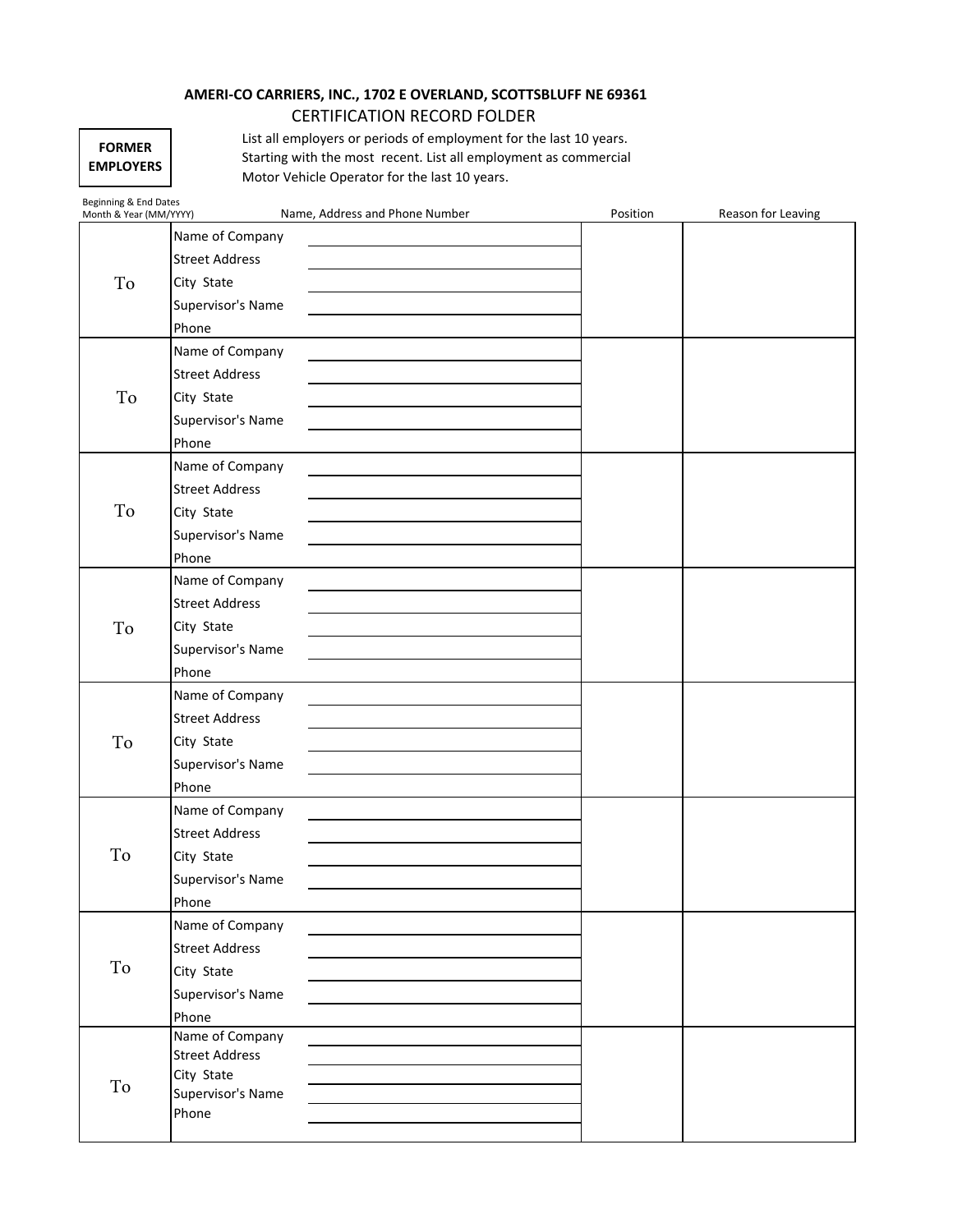**AMERI-CO CARRIERS, INC., 1702 E OVERLAND, SCOTTSBLUFF NE 69361**

CERTIFICATION RECORD FOLDER

**FORMER EMPLOYERS**

List all employers or periods of employment for the last 10 years. Starting with the most recent. List all employment as commercial Motor Vehicle Operator for the last 10 years.

| Beginning & End Dates Month & Year (MM/YYYY) | Name, Address and Phone Number | Position | Reason for Leaving |
|---|---|---|---|
| To | Name of Company ______<br>Street Address ______<br>City State ______<br>Supervisor's Name ______<br>Phone | | |
| To | Name of Company ______<br>Street Address ______<br>City State ______<br>Supervisor's Name ______<br>Phone | | |
| To | Name of Company ______<br>Street Address ______<br>City State ______<br>Supervisor's Name ______<br>Phone | | |
| To | Name of Company ______<br>Street Address ______<br>City State ______<br>Supervisor's Name ______<br>Phone | | |
| To | Name of Company ______<br>Street Address ______<br>City State ______<br>Supervisor's Name ______<br>Phone | | |
| To | Name of Company ______<br>Street Address ______<br>City State ______<br>Supervisor's Name ______<br>Phone | | |
| To | Name of Company ______<br>Street Address ______<br>City State ______<br>Supervisor's Name ______<br>Phone | | |
| To | Name of Company ______<br>Street Address ______<br>City State ______<br>Supervisor's Name ______<br>Phone ______ | | |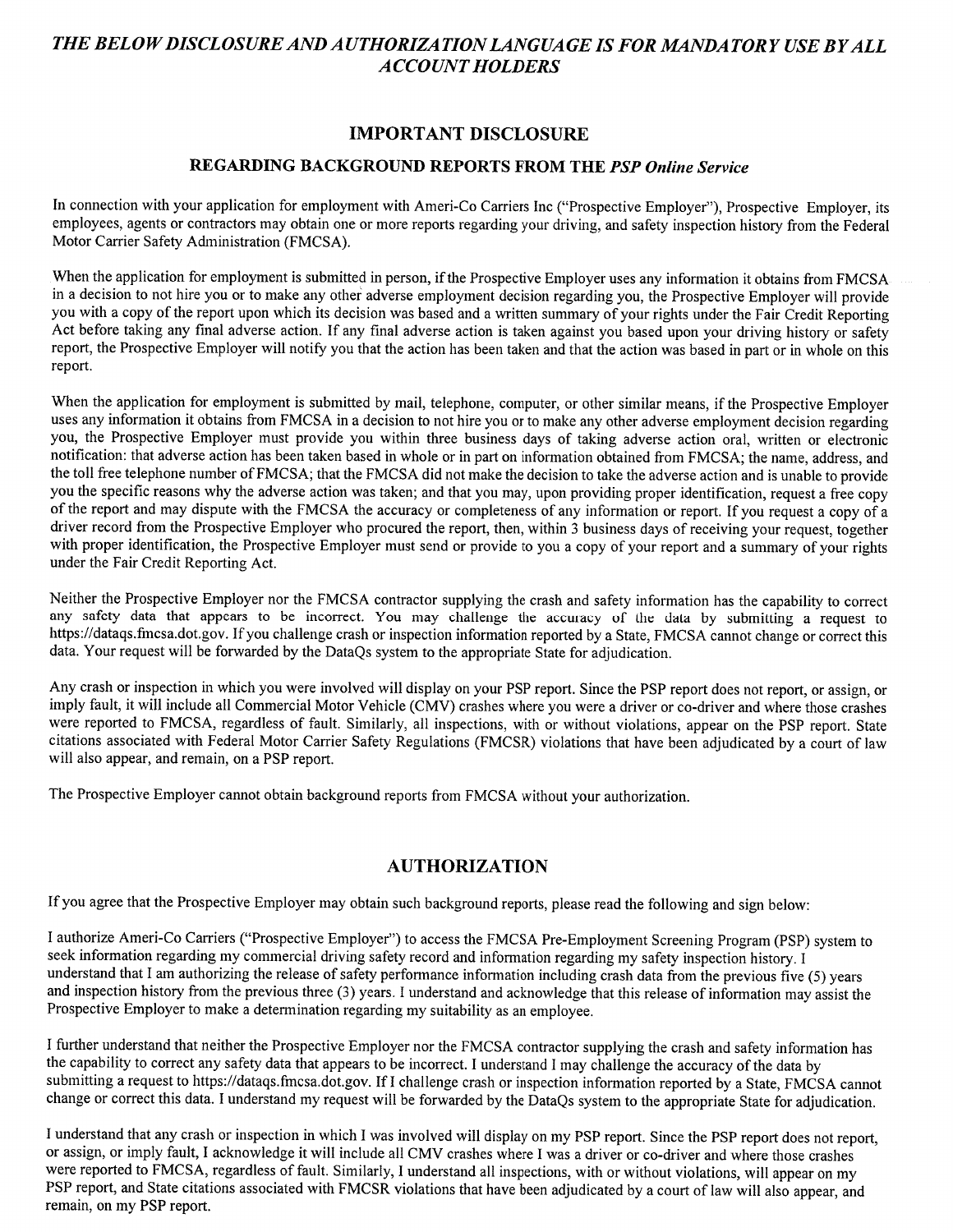***THE BELOW DISCLOSURE AND AUTHORIZATION LANGUAGE IS FOR MANDATORY USE BY ALL ACCOUNT HOLDERS***

## IMPORTANT DISCLOSURE

### REGARDING BACKGROUND REPORTS FROM THE *PSP Online Service*

In connection with your application for employment with Ameri-Co Carriers Inc ("Prospective Employer"), Prospective Employer, its employees, agents or contractors may obtain one or more reports regarding your driving, and safety inspection history from the Federal Motor Carrier Safety Administration (FMCSA).

When the application for employment is submitted in person, if the Prospective Employer uses any information it obtains from FMCSA in a decision to not hire you or to make any other adverse employment decision regarding you, the Prospective Employer will provide you with a copy of the report upon which its decision was based and a written summary of your rights under the Fair Credit Reporting Act before taking any final adverse action. If any final adverse action is taken against you based upon your driving history or safety report, the Prospective Employer will notify you that the action has been taken and that the action was based in part or in whole on this report.

When the application for employment is submitted by mail, telephone, computer, or other similar means, if the Prospective Employer uses any information it obtains from FMCSA in a decision to not hire you or to make any other adverse employment decision regarding you, the Prospective Employer must provide you within three business days of taking adverse action oral, written or electronic notification: that adverse action has been taken based in whole or in part on information obtained from FMCSA; the name, address, and the toll free telephone number of FMCSA; that the FMCSA did not make the decision to take the adverse action and is unable to provide you the specific reasons why the adverse action was taken; and that you may, upon providing proper identification, request a free copy of the report and may dispute with the FMCSA the accuracy or completeness of any information or report. If you request a copy of a driver record from the Prospective Employer who procured the report, then, within 3 business days of receiving your request, together with proper identification, the Prospective Employer must send or provide to you a copy of your report and a summary of your rights under the Fair Credit Reporting Act.

Neither the Prospective Employer nor the FMCSA contractor supplying the crash and safety information has the capability to correct any safety data that appears to be incorrect. You may challenge the accuracy of the data by submitting a request to https://dataqs.fmcsa.dot.gov. If you challenge crash or inspection information reported by a State, FMCSA cannot change or correct this data. Your request will be forwarded by the DataQs system to the appropriate State for adjudication.

Any crash or inspection in which you were involved will display on your PSP report. Since the PSP report does not report, or assign, or imply fault, it will include all Commercial Motor Vehicle (CMV) crashes where you were a driver or co-driver and where those crashes were reported to FMCSA, regardless of fault. Similarly, all inspections, with or without violations, appear on the PSP report. State citations associated with Federal Motor Carrier Safety Regulations (FMCSR) violations that have been adjudicated by a court of law will also appear, and remain, on a PSP report.

The Prospective Employer cannot obtain background reports from FMCSA without your authorization.

## AUTHORIZATION

If you agree that the Prospective Employer may obtain such background reports, please read the following and sign below:

I authorize Ameri-Co Carriers ("Prospective Employer") to access the FMCSA Pre-Employment Screening Program (PSP) system to seek information regarding my commercial driving safety record and information regarding my safety inspection history. I understand that I am authorizing the release of safety performance information including crash data from the previous five (5) years and inspection history from the previous three (3) years. I understand and acknowledge that this release of information may assist the Prospective Employer to make a determination regarding my suitability as an employee.

I further understand that neither the Prospective Employer nor the FMCSA contractor supplying the crash and safety information has the capability to correct any safety data that appears to be incorrect. I understand I may challenge the accuracy of the data by submitting a request to https://dataqs.fmcsa.dot.gov. If I challenge crash or inspection information reported by a State, FMCSA cannot change or correct this data. I understand my request will be forwarded by the DataQs system to the appropriate State for adjudication.

I understand that any crash or inspection in which I was involved will display on my PSP report. Since the PSP report does not report, or assign, or imply fault, I acknowledge it will include all CMV crashes where I was a driver or co-driver and where those crashes were reported to FMCSA, regardless of fault. Similarly, I understand all inspections, with or without violations, will appear on my PSP report, and State citations associated with FMCSR violations that have been adjudicated by a court of law will also appear, and remain, on my PSP report.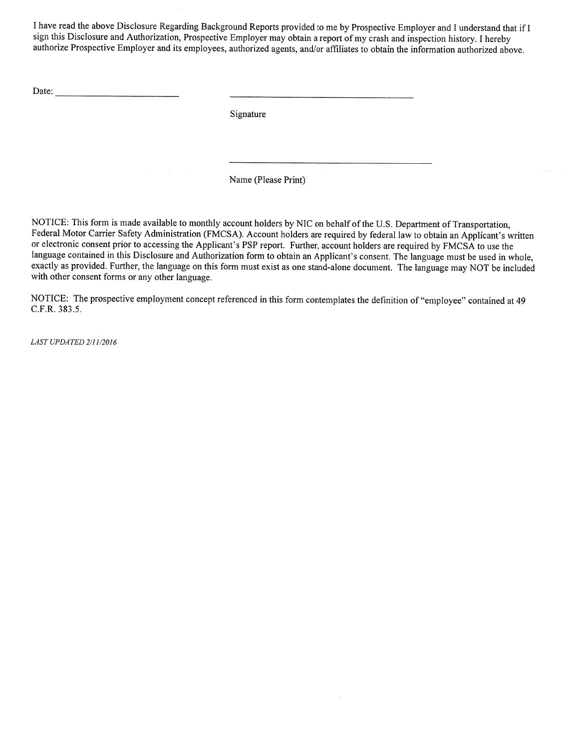I have read the above Disclosure Regarding Background Reports provided to me by Prospective Employer and I understand that if I sign this Disclosure and Authorization, Prospective Employer may obtain a report of my crash and inspection history. I hereby authorize Prospective Employer and its employees, authorized agents, and/or affiliates to obtain the information authorized above.

Date: ______________________

______________________________

Signature

______________________________

Name (Please Print)

NOTICE: This form is made available to monthly account holders by NIC on behalf of the U.S. Department of Transportation, Federal Motor Carrier Safety Administration (FMCSA). Account holders are required by federal law to obtain an Applicant's written or electronic consent prior to accessing the Applicant's PSP report. Further, account holders are required by FMCSA to use the language contained in this Disclosure and Authorization form to obtain an Applicant's consent. The language must be used in whole, exactly as provided. Further, the language on this form must exist as one stand-alone document. The language may NOT be included with other consent forms or any other language.

NOTICE: The prospective employment concept referenced in this form contemplates the definition of "employee" contained at 49 C.F.R. 383.5.

*LAST UPDATED 2/11/2016*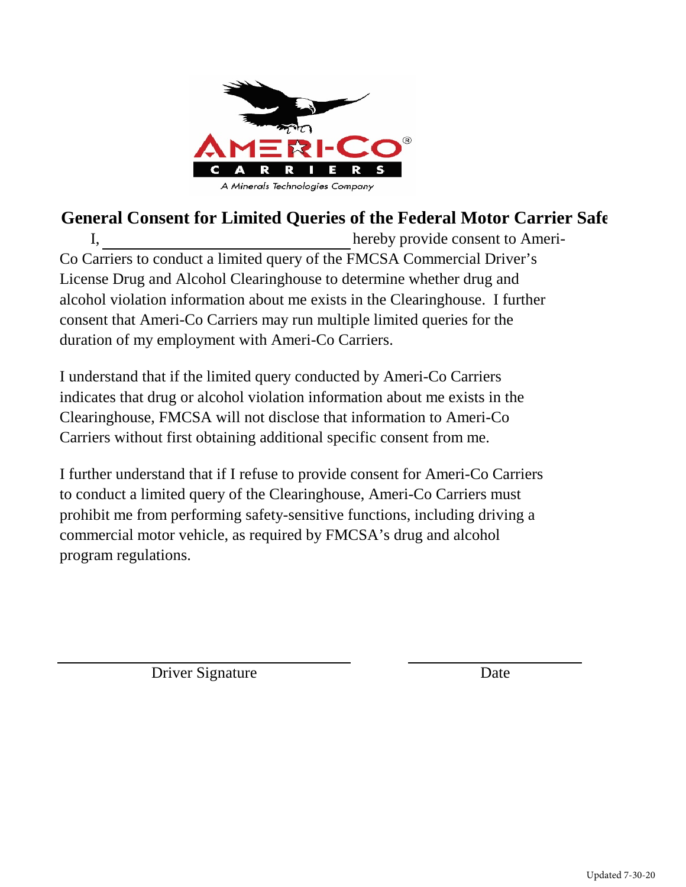# General Consent for Limited Queries of the Federal Motor Carrier Safe

I, ______________________________ hereby provide consent to Ameri-Co Carriers to conduct a limited query of the FMCSA Commercial Driver's License Drug and Alcohol Clearinghouse to determine whether drug and alcohol violation information about me exists in the Clearinghouse. I further consent that Ameri-Co Carriers may run multiple limited queries for the duration of my employment with Ameri-Co Carriers.

I understand that if the limited query conducted by Ameri-Co Carriers indicates that drug or alcohol violation information about me exists in the Clearinghouse, FMCSA will not disclose that information to Ameri-Co Carriers without first obtaining additional specific consent from me.

I further understand that if I refuse to provide consent for Ameri-Co Carriers to conduct a limited query of the Clearinghouse, Ameri-Co Carriers must prohibit me from performing safety-sensitive functions, including driving a commercial motor vehicle, as required by FMCSA's drug and alcohol program regulations.

______________________________ Driver Signature

______________________________ Date

Updated 7-30-20